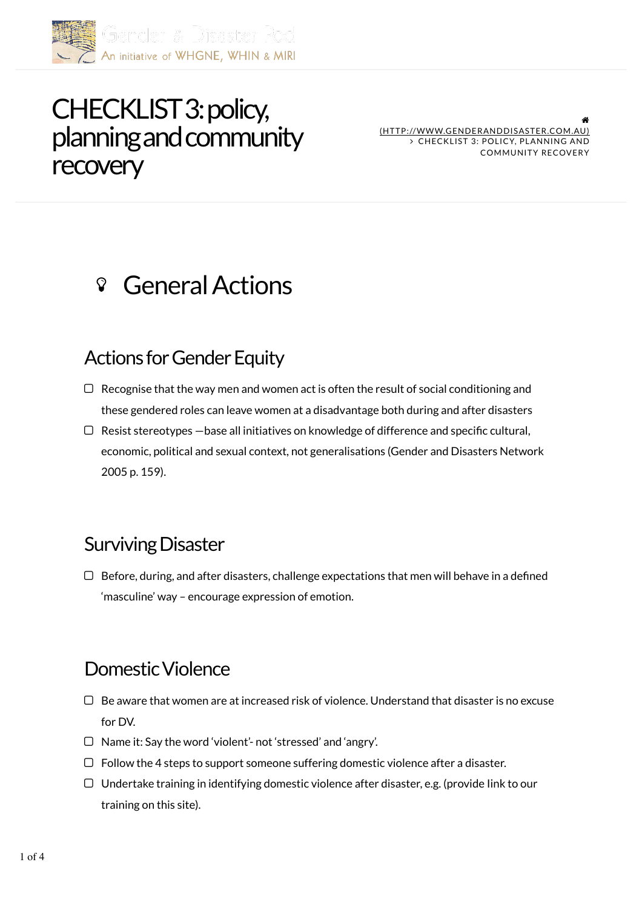Gender & Disaster Pod
An initiative of WHGNE, WHIN & MIRI

# CHECKLIST 3: policy, planning and community recovery

(HTTP://WWW.GENDERANDDISASTER.COM.AU) › CHECKLIST 3: POLICY, PLANNING AND COMMUNITY RECOVERY

## General Actions

### Actions for Gender Equity

- [ ] Recognise that the way men and women act is often the result of social conditioning and these gendered roles can leave women at a disadvantage both during and after disasters
- [ ] Resist stereotypes —base all initiatives on knowledge of difference and specific cultural, economic, political and sexual context, not generalisations (Gender and Disasters Network 2005 p. 159).

### Surviving Disaster

- [ ] Before, during, and after disasters, challenge expectations that men will behave in a defined 'masculine' way – encourage expression of emotion.

### Domestic Violence

- [ ] Be aware that women are at increased risk of violence. Understand that disaster is no excuse for DV.
- [ ] Name it: Say the word 'violent'- not 'stressed' and 'angry'.
- [ ] Follow the 4 steps to support someone suffering domestic violence after a disaster.
- [ ] Undertake training in identifying domestic violence after disaster, e.g. (provide link to our training on this site).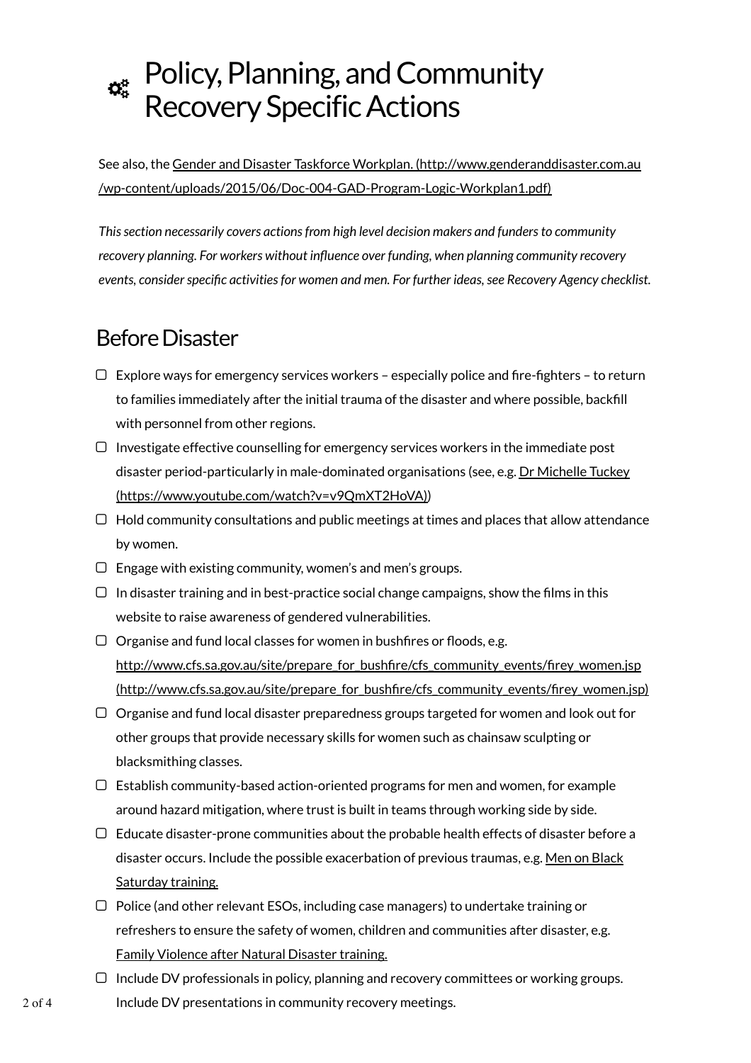# Policy, Planning, and Community Recovery Specific Actions

See also, the Gender and Disaster Taskforce Workplan. (http://www.genderanddisaster.com.au/wp-content/uploads/2015/06/Doc-004-GAD-Program-Logic-Workplan1.pdf)

*This section necessarily covers actions from high level decision makers and funders to community recovery planning. For workers without influence over funding, when planning community recovery events, consider specific activities for women and men. For further ideas, see Recovery Agency checklist.*

## Before Disaster

- [ ] Explore ways for emergency services workers – especially police and fire-fighters – to return to families immediately after the initial trauma of the disaster and where possible, backfill with personnel from other regions.
- [ ] Investigate effective counselling for emergency services workers in the immediate post disaster period-particularly in male-dominated organisations (see, e.g. Dr Michelle Tuckey (https://www.youtube.com/watch?v=v9QmXT2HoVA))
- [ ] Hold community consultations and public meetings at times and places that allow attendance by women.
- [ ] Engage with existing community, women's and men's groups.
- [ ] In disaster training and in best-practice social change campaigns, show the films in this website to raise awareness of gendered vulnerabilities.
- [ ] Organise and fund local classes for women in bushfires or floods, e.g. http://www.cfs.sa.gov.au/site/prepare_for_bushfire/cfs_community_events/firey_women.jsp (http://www.cfs.sa.gov.au/site/prepare_for_bushfire/cfs_community_events/firey_women.jsp)
- [ ] Organise and fund local disaster preparedness groups targeted for women and look out for other groups that provide necessary skills for women such as chainsaw sculpting or blacksmithing classes.
- [ ] Establish community-based action-oriented programs for men and women, for example around hazard mitigation, where trust is built in teams through working side by side.
- [ ] Educate disaster-prone communities about the probable health effects of disaster before a disaster occurs. Include the possible exacerbation of previous traumas, e.g. Men on Black Saturday training.
- [ ] Police (and other relevant ESOs, including case managers) to undertake training or refreshers to ensure the safety of women, children and communities after disaster, e.g. Family Violence after Natural Disaster training.
- [ ] Include DV professionals in policy, planning and recovery committees or working groups. Include DV presentations in community recovery meetings.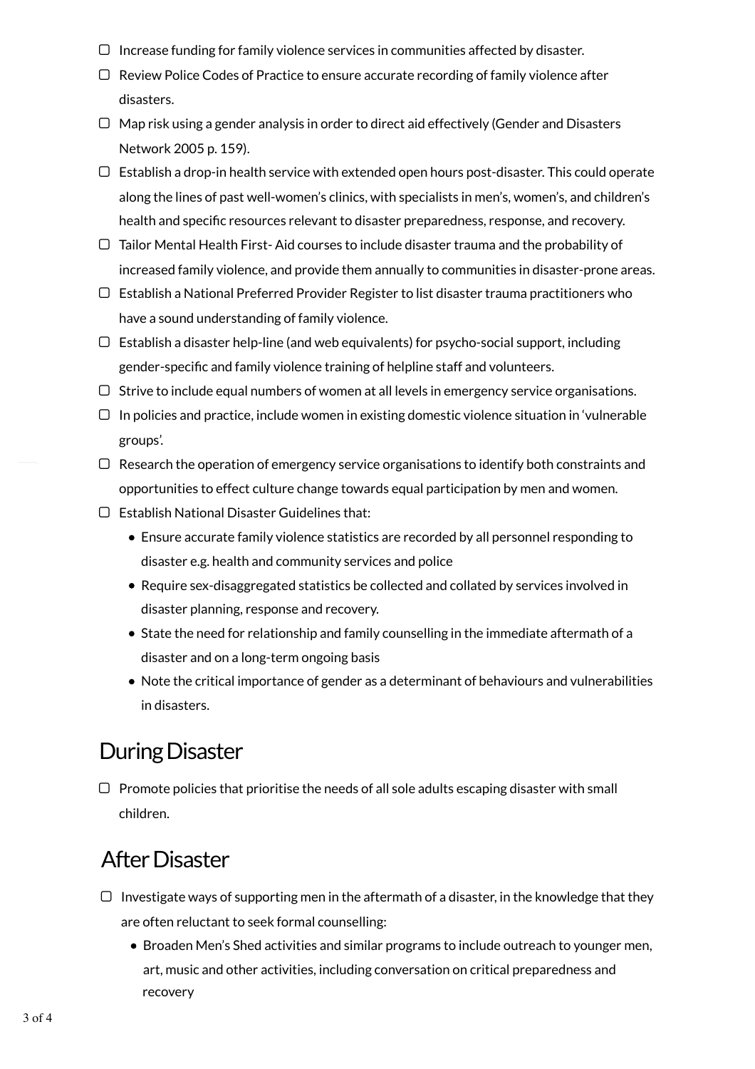- [ ] Increase funding for family violence services in communities affected by disaster.
- [ ] Review Police Codes of Practice to ensure accurate recording of family violence after disasters.
- [ ] Map risk using a gender analysis in order to direct aid effectively (Gender and Disasters Network 2005 p. 159).
- [ ] Establish a drop-in health service with extended open hours post-disaster. This could operate along the lines of past well-women's clinics, with specialists in men's, women's, and children's health and specific resources relevant to disaster preparedness, response, and recovery.
- [ ] Tailor Mental Health First- Aid courses to include disaster trauma and the probability of increased family violence, and provide them annually to communities in disaster-prone areas.
- [ ] Establish a National Preferred Provider Register to list disaster trauma practitioners who have a sound understanding of family violence.
- [ ] Establish a disaster help-line (and web equivalents) for psycho-social support, including gender-specific and family violence training of helpline staff and volunteers.
- [ ] Strive to include equal numbers of women at all levels in emergency service organisations.
- [ ] In policies and practice, include women in existing domestic violence situation in 'vulnerable groups'.
- [ ] Research the operation of emergency service organisations to identify both constraints and opportunities to effect culture change towards equal participation by men and women.
- [ ] Establish National Disaster Guidelines that:
  - Ensure accurate family violence statistics are recorded by all personnel responding to disaster e.g. health and community services and police
  - Require sex-disaggregated statistics be collected and collated by services involved in disaster planning, response and recovery.
  - State the need for relationship and family counselling in the immediate aftermath of a disaster and on a long-term ongoing basis
  - Note the critical importance of gender as a determinant of behaviours and vulnerabilities in disasters.

## During Disaster

- [ ] Promote policies that prioritise the needs of all sole adults escaping disaster with small children.

## After Disaster

- [ ] Investigate ways of supporting men in the aftermath of a disaster, in the knowledge that they are often reluctant to seek formal counselling:
  - Broaden Men's Shed activities and similar programs to include outreach to younger men, art, music and other activities, including conversation on critical preparedness and recovery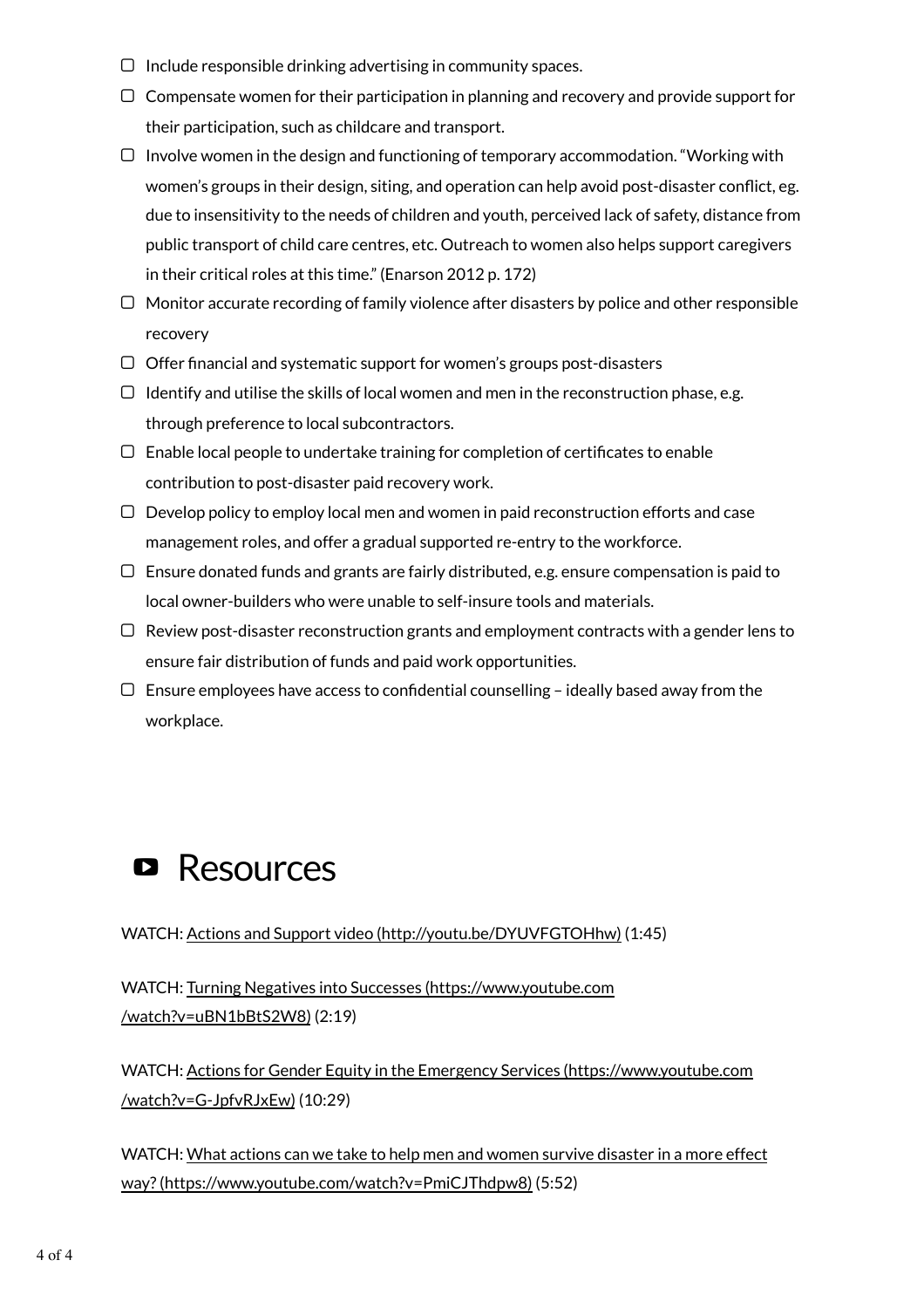- [ ] Include responsible drinking advertising in community spaces.
- [ ] Compensate women for their participation in planning and recovery and provide support for their participation, such as childcare and transport.
- [ ] Involve women in the design and functioning of temporary accommodation. "Working with women's groups in their design, siting, and operation can help avoid post-disaster conflict, eg. due to insensitivity to the needs of children and youth, perceived lack of safety, distance from public transport of child care centres, etc. Outreach to women also helps support caregivers in their critical roles at this time." (Enarson 2012 p. 172)
- [ ] Monitor accurate recording of family violence after disasters by police and other responsible recovery
- [ ] Offer financial and systematic support for women's groups post-disasters
- [ ] Identify and utilise the skills of local women and men in the reconstruction phase, e.g. through preference to local subcontractors.
- [ ] Enable local people to undertake training for completion of certificates to enable contribution to post-disaster paid recovery work.
- [ ] Develop policy to employ local men and women in paid reconstruction efforts and case management roles, and offer a gradual supported re-entry to the workforce.
- [ ] Ensure donated funds and grants are fairly distributed, e.g. ensure compensation is paid to local owner-builders who were unable to self-insure tools and materials.
- [ ] Review post-disaster reconstruction grants and employment contracts with a gender lens to ensure fair distribution of funds and paid work opportunities.
- [ ] Ensure employees have access to confidential counselling – ideally based away from the workplace.

# Resources

WATCH: [Actions and Support video (http://youtu.be/DYUVFGTOHhw)](http://youtu.be/DYUVFGTOHhw) (1:45)

WATCH: [Turning Negatives into Successes (https://www.youtube.com/watch?v=uBN1bBtS2W8)](https://www.youtube.com/watch?v=uBN1bBtS2W8) (2:19)

WATCH: [Actions for Gender Equity in the Emergency Services (https://www.youtube.com/watch?v=G-JpfvRJxEw)](https://www.youtube.com/watch?v=G-JpfvRJxEw) (10:29)

WATCH: [What actions can we take to help men and women survive disaster in a more effect way? (https://www.youtube.com/watch?v=PmiCJThdpw8)](https://www.youtube.com/watch?v=PmiCJThdpw8) (5:52)